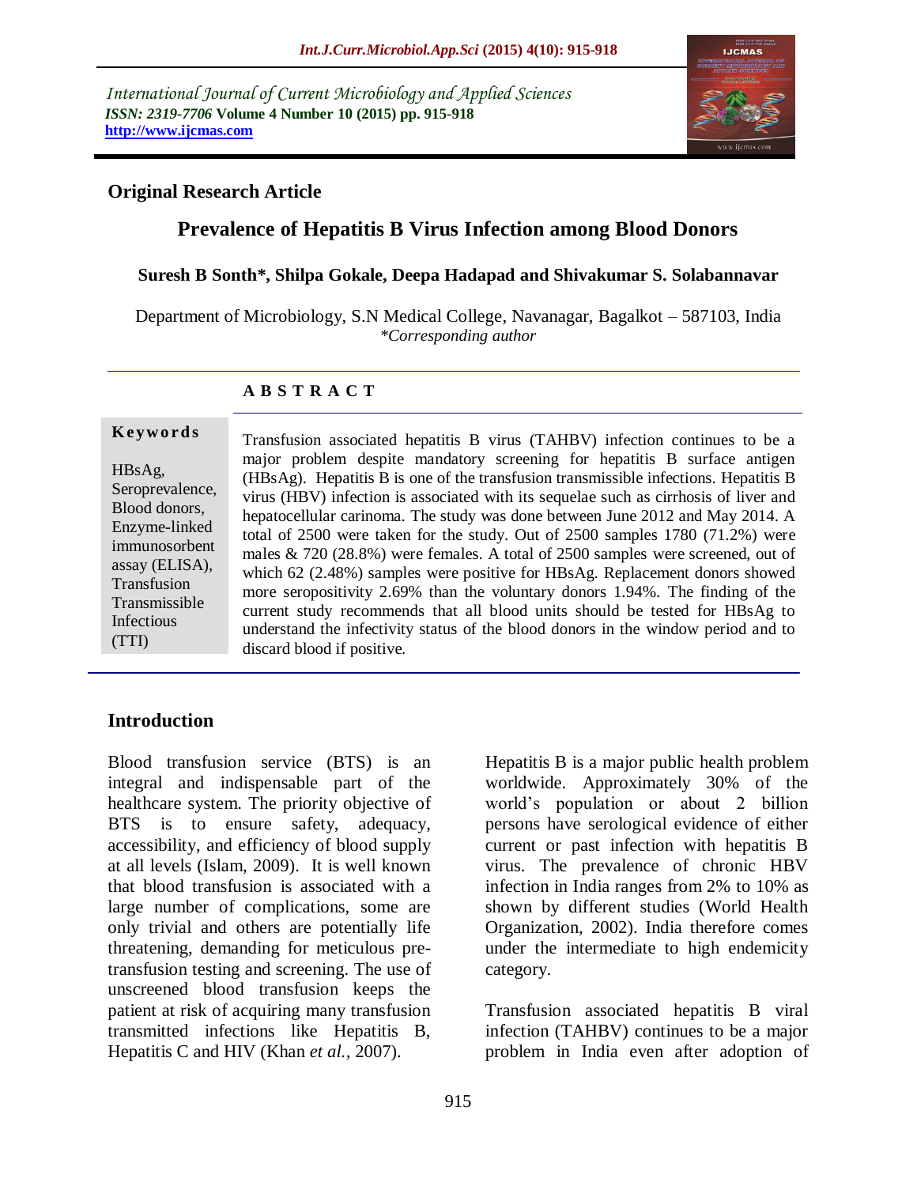International Journal of Current Microbiology and Applied Sciences
*ISSN: 2319-7706* **Volume 4 Number 10 (2015) pp. 915-918**
**http://www.ijcmas.com**

## Original Research Article

# Prevalence of Hepatitis B Virus Infection among Blood Donors

**Suresh B Sonth\*, Shilpa Gokale, Deepa Hadapad and Shivakumar S. Solabannavar**

Department of Microbiology, S.N Medical College, Navanagar, Bagalkot – 587103, India
*\*Corresponding author*

### A B S T R A C T

**Keywords**

HBsAg, Seroprevalence, Blood donors, Enzyme-linked immunosorbent assay (ELISA), Transfusion Transmissible Infectious (TTI)

Transfusion associated hepatitis B virus (TAHBV) infection continues to be a major problem despite mandatory screening for hepatitis B surface antigen (HBsAg). Hepatitis B is one of the transfusion transmissible infections. Hepatitis B virus (HBV) infection is associated with its sequelae such as cirrhosis of liver and hepatocellular carinoma. The study was done between June 2012 and May 2014. A total of 2500 were taken for the study. Out of 2500 samples 1780 (71.2%) were males & 720 (28.8%) were females. A total of 2500 samples were screened, out of which 62 (2.48%) samples were positive for HBsAg. Replacement donors showed more seropositivity 2.69% than the voluntary donors 1.94%. The finding of the current study recommends that all blood units should be tested for HBsAg to understand the infectivity status of the blood donors in the window period and to discard blood if positive.

## Introduction

Blood transfusion service (BTS) is an integral and indispensable part of the healthcare system. The priority objective of BTS is to ensure safety, adequacy, accessibility, and efficiency of blood supply at all levels (Islam, 2009). It is well known that blood transfusion is associated with a large number of complications, some are only trivial and others are potentially life threatening, demanding for meticulous pre-transfusion testing and screening. The use of unscreened blood transfusion keeps the patient at risk of acquiring many transfusion transmitted infections like Hepatitis B, Hepatitis C and HIV (Khan *et al.*, 2007).

Hepatitis B is a major public health problem worldwide. Approximately 30% of the world's population or about 2 billion persons have serological evidence of either current or past infection with hepatitis B virus. The prevalence of chronic HBV infection in India ranges from 2% to 10% as shown by different studies (World Health Organization, 2002). India therefore comes under the intermediate to high endemicity category.

Transfusion associated hepatitis B viral infection (TAHBV) continues to be a major problem in India even after adoption of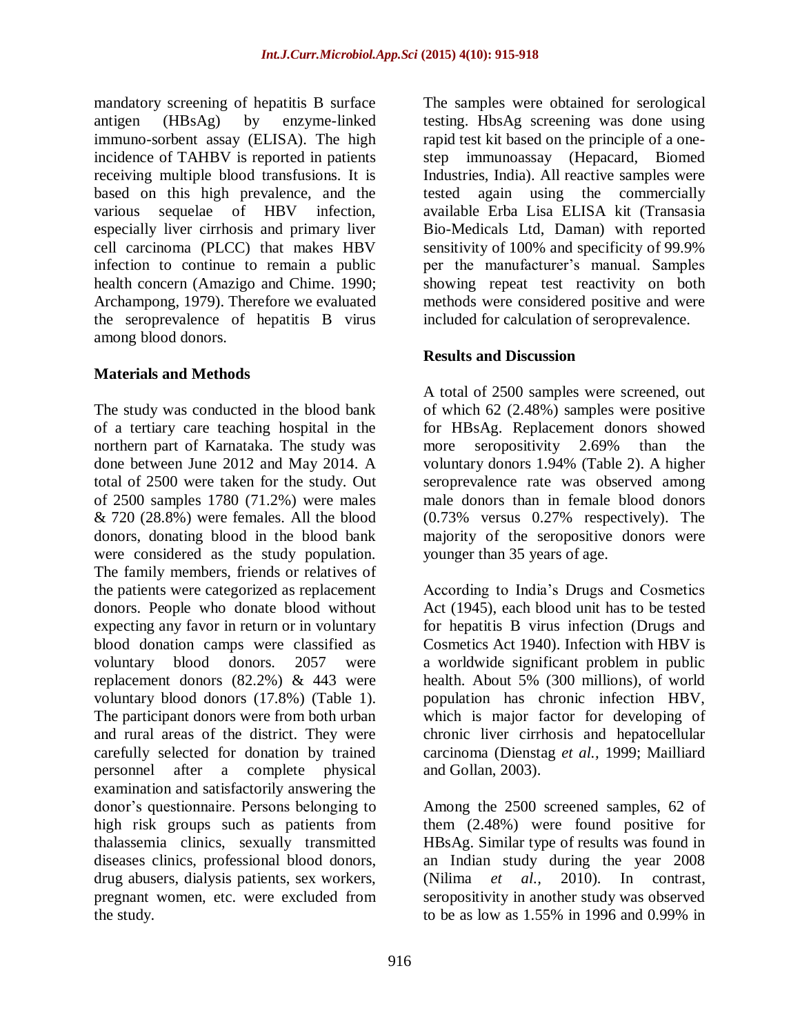mandatory screening of hepatitis B surface antigen (HBsAg) by enzyme-linked immuno-sorbent assay (ELISA). The high incidence of TAHBV is reported in patients receiving multiple blood transfusions. It is based on this high prevalence, and the various sequelae of HBV infection, especially liver cirrhosis and primary liver cell carcinoma (PLCC) that makes HBV infection to continue to remain a public health concern (Amazigo and Chime. 1990; Archampong, 1979). Therefore we evaluated the seroprevalence of hepatitis B virus among blood donors.

## Materials and Methods

The study was conducted in the blood bank of a tertiary care teaching hospital in the northern part of Karnataka. The study was done between June 2012 and May 2014. A total of 2500 were taken for the study. Out of 2500 samples 1780 (71.2%) were males & 720 (28.8%) were females. All the blood donors, donating blood in the blood bank were considered as the study population. The family members, friends or relatives of the patients were categorized as replacement donors. People who donate blood without expecting any favor in return or in voluntary blood donation camps were classified as voluntary blood donors. 2057 were replacement donors (82.2%) & 443 were voluntary blood donors (17.8%) (Table 1). The participant donors were from both urban and rural areas of the district. They were carefully selected for donation by trained personnel after a complete physical examination and satisfactorily answering the donor's questionnaire. Persons belonging to high risk groups such as patients from thalassemia clinics, sexually transmitted diseases clinics, professional blood donors, drug abusers, dialysis patients, sex workers, pregnant women, etc. were excluded from the study.

The samples were obtained for serological testing. HbsAg screening was done using rapid test kit based on the principle of a one-step immunoassay (Hepacard, Biomed Industries, India). All reactive samples were tested again using the commercially available Erba Lisa ELISA kit (Transasia Bio-Medicals Ltd, Daman) with reported sensitivity of 100% and specificity of 99.9% per the manufacturer's manual. Samples showing repeat test reactivity on both methods were considered positive and were included for calculation of seroprevalence.

## Results and Discussion

A total of 2500 samples were screened, out of which 62 (2.48%) samples were positive for HBsAg. Replacement donors showed more seropositivity 2.69% than the voluntary donors 1.94% (Table 2). A higher seroprevalence rate was observed among male donors than in female blood donors (0.73% versus 0.27% respectively). The majority of the seropositive donors were younger than 35 years of age.

According to India's Drugs and Cosmetics Act (1945), each blood unit has to be tested for hepatitis B virus infection (Drugs and Cosmetics Act 1940). Infection with HBV is a worldwide significant problem in public health. About 5% (300 millions), of world population has chronic infection HBV, which is major factor for developing of chronic liver cirrhosis and hepatocellular carcinoma (Dienstag *et al.*, 1999; Mailliard and Gollan, 2003).

Among the 2500 screened samples, 62 of them (2.48%) were found positive for HBsAg. Similar type of results was found in an Indian study during the year 2008 (Nilima *et al.*, 2010). In contrast, seropositivity in another study was observed to be as low as 1.55% in 1996 and 0.99% in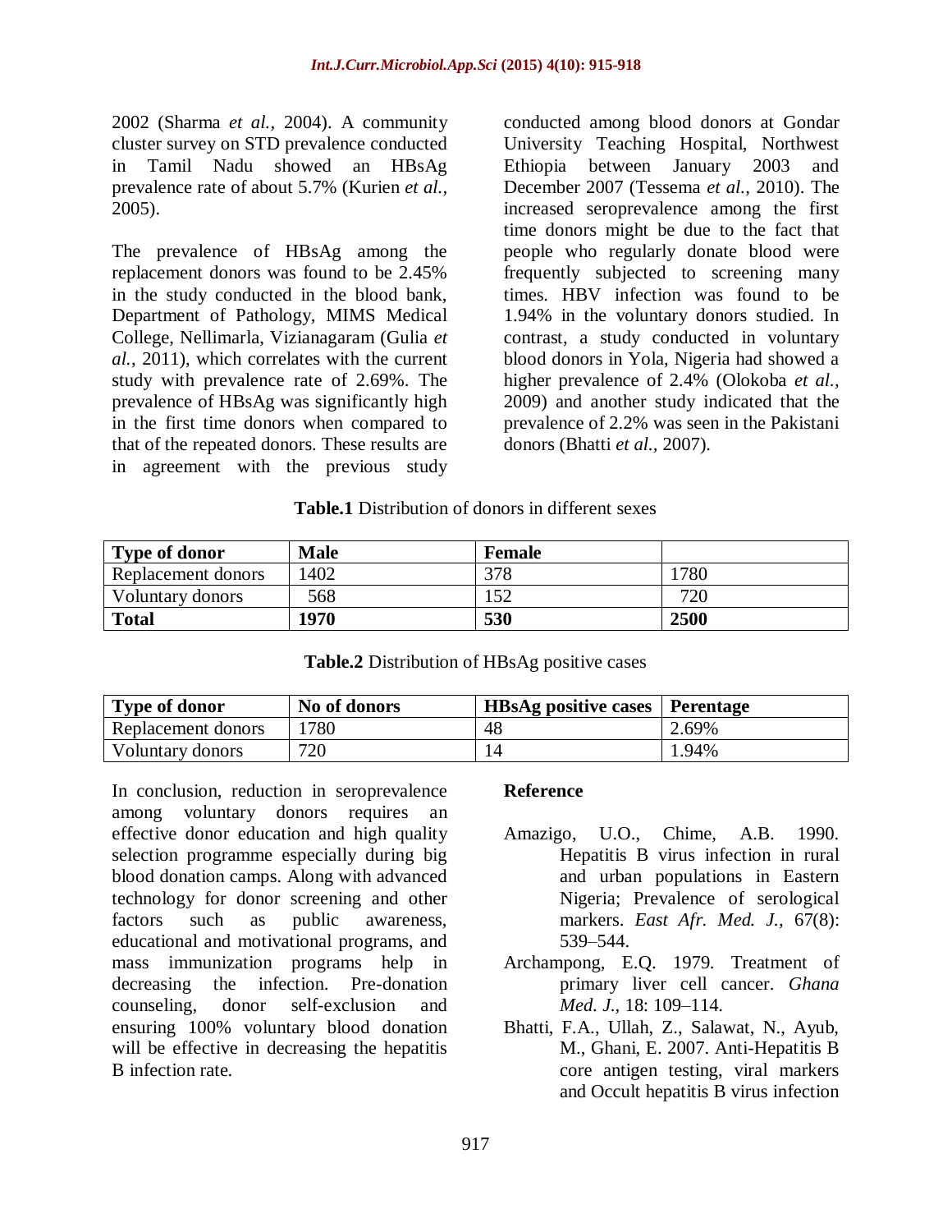2002 (Sharma *et al.,* 2004). A community cluster survey on STD prevalence conducted in Tamil Nadu showed an HBsAg prevalence rate of about 5.7% (Kurien *et al.,* 2005).

The prevalence of HBsAg among the replacement donors was found to be 2.45% in the study conducted in the blood bank, Department of Pathology, MIMS Medical College, Nellimarla, Vizianagaram (Gulia *et al.,* 2011), which correlates with the current study with prevalence rate of 2.69%. The prevalence of HBsAg was significantly high in the first time donors when compared to that of the repeated donors. These results are in agreement with the previous study conducted among blood donors at Gondar University Teaching Hospital, Northwest Ethiopia between January 2003 and December 2007 (Tessema *et al.,* 2010). The increased seroprevalence among the first time donors might be due to the fact that people who regularly donate blood were frequently subjected to screening many times. HBV infection was found to be 1.94% in the voluntary donors studied. In contrast, a study conducted in voluntary blood donors in Yola, Nigeria had showed a higher prevalence of 2.4% (Olokoba *et al.,* 2009) and another study indicated that the prevalence of 2.2% was seen in the Pakistani donors (Bhatti *et al.,* 2007).

**Table.1** Distribution of donors in different sexes

| Type of donor | Male | Female | |
|---|---|---|---|
| Replacement donors | 1402 | 378 | 1780 |
| Voluntary donors | 568 | 152 | 720 |
| **Total** | **1970** | **530** | **2500** |

**Table.2** Distribution of HBsAg positive cases

| Type of donor | No of donors | HBsAg positive cases | Perentage |
|---|---|---|---|
| Replacement donors | 1780 | 48 | 2.69% |
| Voluntary donors | 720 | 14 | 1.94% |

In conclusion, reduction in seroprevalence among voluntary donors requires an effective donor education and high quality selection programme especially during big blood donation camps. Along with advanced technology for donor screening and other factors such as public awareness, educational and motivational programs, and mass immunization programs help in decreasing the infection. Pre-donation counseling, donor self-exclusion and ensuring 100% voluntary blood donation will be effective in decreasing the hepatitis B infection rate.

## Reference

- Amazigo, U.O., Chime, A.B. 1990. Hepatitis B virus infection in rural and urban populations in Eastern Nigeria; Prevalence of serological markers. *East Afr. Med. J.,* 67(8): 539–544.
- Archampong, E.Q. 1979. Treatment of primary liver cell cancer. *Ghana Med. J.,* 18: 109–114.
- Bhatti, F.A., Ullah, Z., Salawat, N., Ayub, M., Ghani, E. 2007. Anti-Hepatitis B core antigen testing, viral markers and Occult hepatitis B virus infection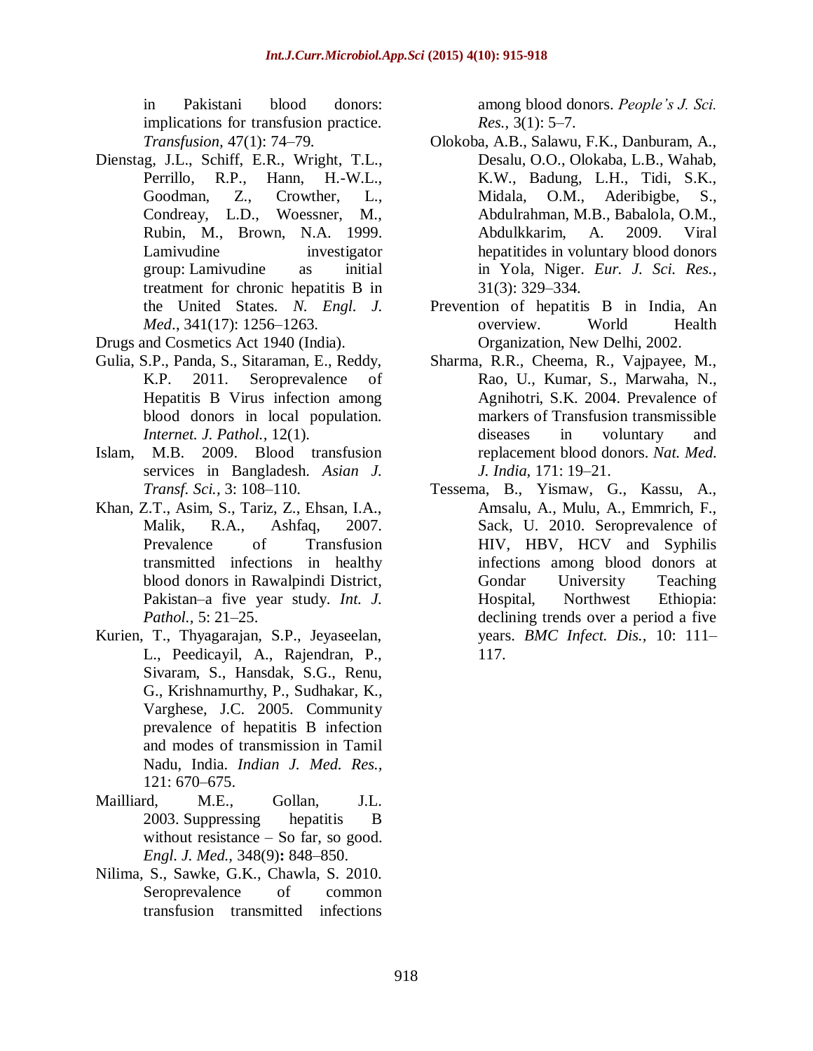in Pakistani blood donors: implications for transfusion practice. *Transfusion,* 47(1): 74–79.

Dienstag, J.L., Schiff, E.R., Wright, T.L., Perrillo, R.P., Hann, H.-W.L., Goodman, Z., Crowther, L., Condreay, L.D., Woessner, M., Rubin, M., Brown, N.A. 1999. Lamivudine investigator group: Lamivudine as initial treatment for chronic hepatitis B in the United States. *N. Engl. J. Med*., 341(17): 1256–1263.

Drugs and Cosmetics Act 1940 (India).

Gulia, S.P., Panda, S., Sitaraman, E., Reddy, K.P. 2011. Seroprevalence of Hepatitis B Virus infection among blood donors in local population. *Internet. J. Pathol.,* 12(1).

Islam, M.B. 2009. Blood transfusion services in Bangladesh. *Asian J. Transf. Sci.,* 3: 108–110.

Khan, Z.T., Asim, S., Tariz, Z., Ehsan, I.A., Malik, R.A., Ashfaq, 2007. Prevalence of Transfusion transmitted infections in healthy blood donors in Rawalpindi District, Pakistan–a five year study. *Int. J. Pathol.,* 5: 21–25.

Kurien, T., Thyagarajan, S.P., Jeyaseelan, L., Peedicayil, A., Rajendran, P., Sivaram, S., Hansdak, S.G., Renu, G., Krishnamurthy, P., Sudhakar, K., Varghese, J.C. 2005. Community prevalence of hepatitis B infection and modes of transmission in Tamil Nadu, India. *Indian J. Med. Res.,* 121: 670–675.

Mailliard, M.E., Gollan, J.L. 2003. Suppressing hepatitis B without resistance – So far, so good. *Engl. J. Med.,* 348(9)**:** 848–850.

Nilima, S., Sawke, G.K., Chawla, S. 2010. Seroprevalence of common transfusion transmitted infections among blood donors. *People's J. Sci. Res.,* 3(1): 5–7.

Olokoba, A.B., Salawu, F.K., Danburam, A., Desalu, O.O., Olokaba, L.B., Wahab, K.W., Badung, L.H., Tidi, S.K., Midala, O.M., Aderibigbe, S., Abdulrahman, M.B., Babalola, O.M., Abdulkkarim, A. 2009. Viral hepatitides in voluntary blood donors in Yola, Niger. *Eur. J. Sci. Res.,* 31(3): 329–334.

Prevention of hepatitis B in India, An overview. World Health Organization, New Delhi, 2002.

Sharma, R.R., Cheema, R., Vajpayee, M., Rao, U., Kumar, S., Marwaha, N., Agnihotri, S.K. 2004. Prevalence of markers of Transfusion transmissible diseases in voluntary and replacement blood donors. *Nat. Med. J. India,* 171: 19–21.

Tessema, B., Yismaw, G., Kassu, A., Amsalu, A., Mulu, A., Emmrich, F., Sack, U. 2010. Seroprevalence of HIV, HBV, HCV and Syphilis infections among blood donors at Gondar University Teaching Hospital, Northwest Ethiopia: declining trends over a period a five years. *BMC Infect. Dis.,* 10: 111–117.